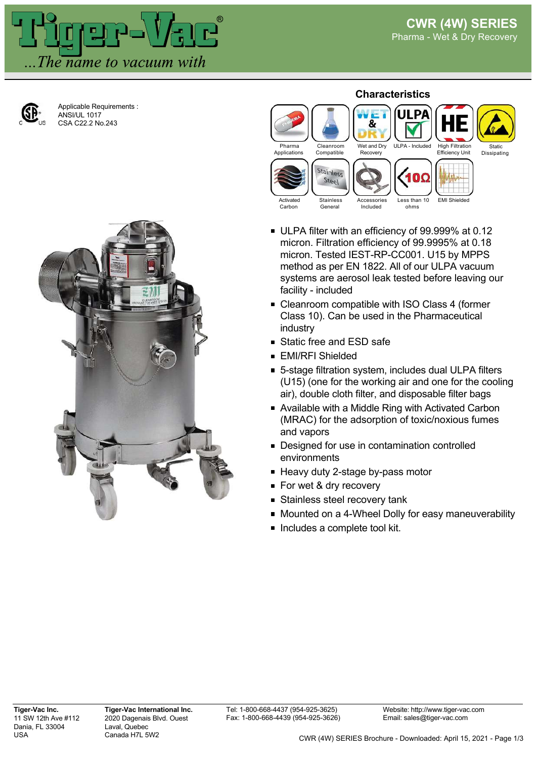# Tiger-Vac®

*...The name to vacuum with*

## CWR (4W) SERIES

Pharma - Wet & Dry Recovery

Applicable Requirements :
ANSI/UL 1017
CSA C22.2 No.243

### Characteristics

Pharma Applications | Cleanroom Compatible | Wet and Dry Recovery | ULPA - Included | High Filtration Efficiency Unit | Static Dissipating | Activated Carbon | Stainless General | Accessories Included | Less than 10 ohms | EMI Shielded

- ULPA filter with an efficiency of 99.999% at 0.12 micron. Filtration efficiency of 99.9995% at 0.18 micron. Tested IEST-RP-CC001. U15 by MPPS method as per EN 1822. All of our ULPA vacuum systems are aerosol leak tested before leaving our facility - included
- Cleanroom compatible with ISO Class 4 (former Class 10). Can be used in the Pharmaceutical industry
- Static free and ESD safe
- EMI/RFI Shielded
- 5-stage filtration system, includes dual ULPA filters (U15) (one for the working air and one for the cooling air), double cloth filter, and disposable filter bags
- Available with a Middle Ring with Activated Carbon (MRAC) for the adsorption of toxic/noxious fumes and vapors
- Designed for use in contamination controlled environments
- Heavy duty 2-stage by-pass motor
- For wet & dry recovery
- Stainless steel recovery tank
- Mounted on a 4-Wheel Dolly for easy maneuverability
- Includes a complete tool kit.

**Tiger-Vac Inc.**
11 SW 12th Ave #112
Dania, FL 33004
USA

**Tiger-Vac International Inc.**
2020 Dagenais Blvd. Ouest
Laval, Quebec
Canada H7L 5W2

Tel: 1-800-668-4437 (954-925-3625)
Fax: 1-800-668-4439 (954-925-3626)

Website: http://www.tiger-vac.com
Email: sales@tiger-vac.com

CWR (4W) SERIES Brochure - Downloaded: April 15, 2021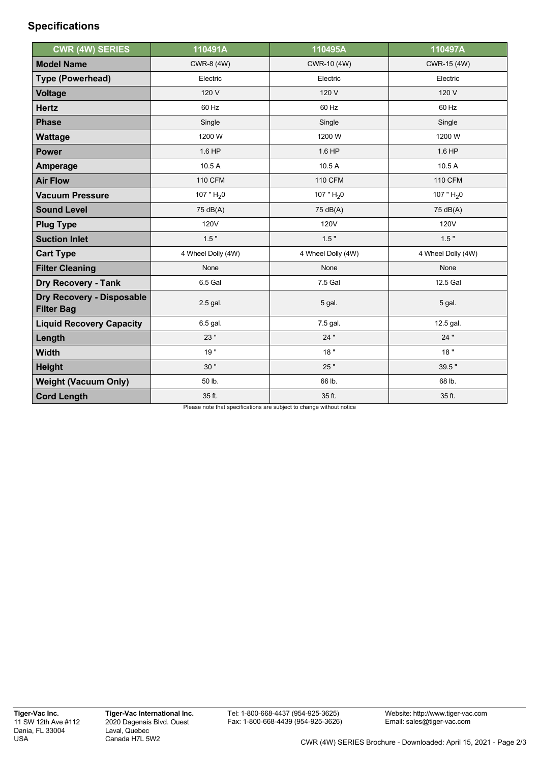## Specifications

| CWR (4W) SERIES | 110491A | 110495A | 110497A |
|---|---|---|---|
| **Model Name** | CWR-8 (4W) | CWR-10 (4W) | CWR-15 (4W) |
| **Type (Powerhead)** | Electric | Electric | Electric |
| **Voltage** | 120 V | 120 V | 120 V |
| **Hertz** | 60 Hz | 60 Hz | 60 Hz |
| **Phase** | Single | Single | Single |
| **Wattage** | 1200 W | 1200 W | 1200 W |
| **Power** | 1.6 HP | 1.6 HP | 1.6 HP |
| **Amperage** | 10.5 A | 10.5 A | 10.5 A |
| **Air Flow** | 110 CFM | 110 CFM | 110 CFM |
| **Vacuum Pressure** | 107 " $H_20$ | 107 " $H_20$ | 107 " $H_20$ |
| **Sound Level** | 75 dB(A) | 75 dB(A) | 75 dB(A) |
| **Plug Type** | 120V | 120V | 120V |
| **Suction Inlet** | 1.5 " | 1.5 " | 1.5 " |
| **Cart Type** | 4 Wheel Dolly (4W) | 4 Wheel Dolly (4W) | 4 Wheel Dolly (4W) |
| **Filter Cleaning** | None | None | None |
| **Dry Recovery - Tank** | 6.5 Gal | 7.5 Gal | 12.5 Gal |
| **Dry Recovery - Disposable Filter Bag** | 2.5 gal. | 5 gal. | 5 gal. |
| **Liquid Recovery Capacity** | 6.5 gal. | 7.5 gal. | 12.5 gal. |
| **Length** | 23 " | 24 " | 24 " |
| **Width** | 19 " | 18 " | 18 " |
| **Height** | 30 " | 25 " | 39.5 " |
| **Weight (Vacuum Only)** | 50 lb. | 66 lb. | 68 lb. |
| **Cord Length** | 35 ft. | 35 ft. | 35 ft. |

Please note that specifications are subject to change without notice

**Tiger-Vac Inc.**
11 SW 12th Ave #112
Dania, FL 33004
USA

**Tiger-Vac International Inc.**
2020 Dagenais Blvd. Ouest
Laval, Quebec
Canada H7L 5W2

Tel: 1-800-668-4437 (954-925-3625)
Fax: 1-800-668-4439 (954-925-3626)

Website: http://www.tiger-vac.com
Email: sales@tiger-vac.com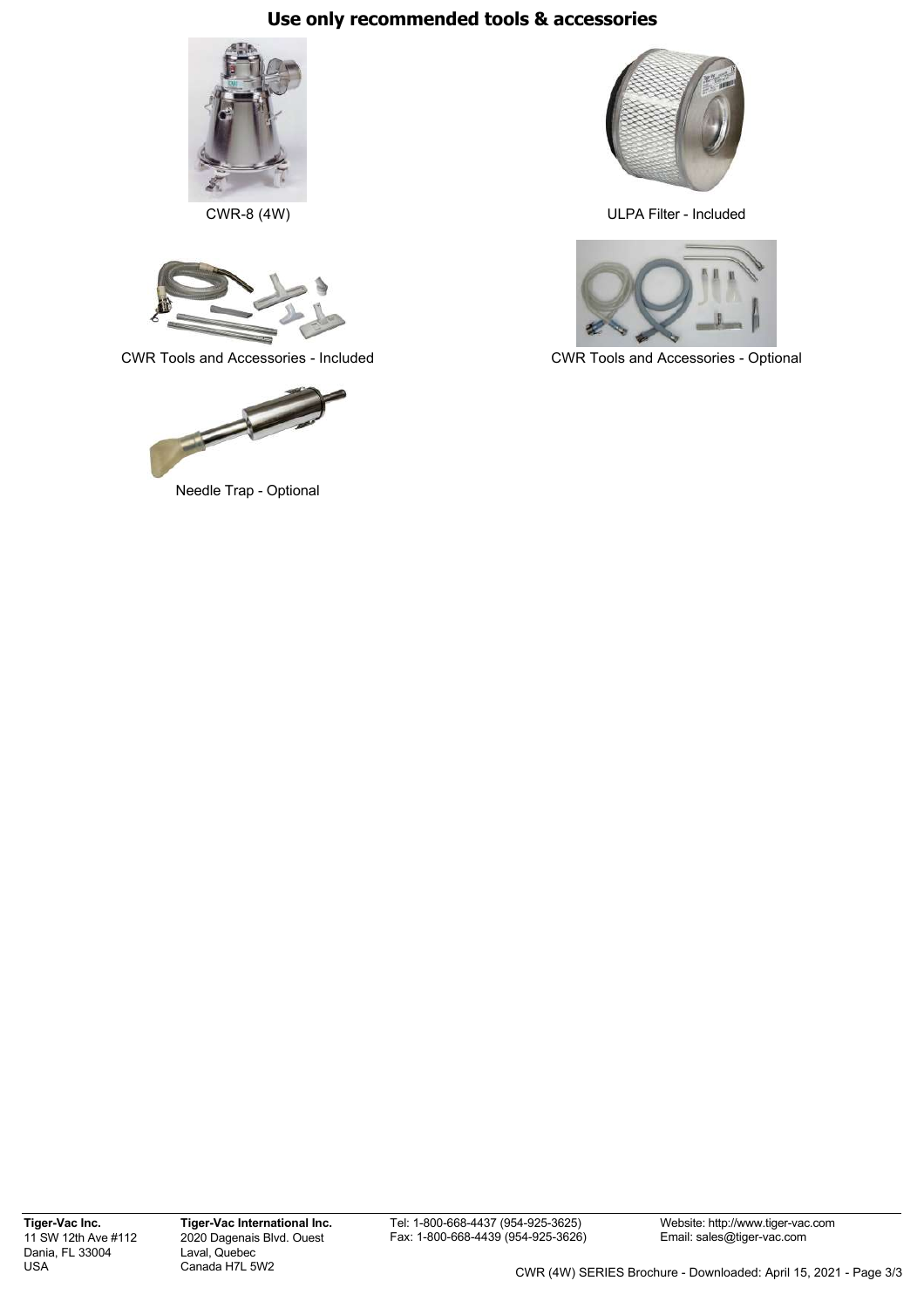## Use only recommended tools & accessories

CWR-8 (4W)

ULPA Filter - Included

CWR Tools and Accessories - Included

CWR Tools and Accessories - Optional

Needle Trap - Optional

**Tiger-Vac Inc.**
11 SW 12th Ave #112
Dania, FL 33004
USA

**Tiger-Vac International Inc.**
2020 Dagenais Blvd. Ouest
Laval, Quebec
Canada H7L 5W2

Tel: 1-800-668-4437 (954-925-3625)
Fax: 1-800-668-4439 (954-925-3626)

Website: http://www.tiger-vac.com
Email: sales@tiger-vac.com

CWR (4W) SERIES Brochure - Downloaded: April 15, 2021